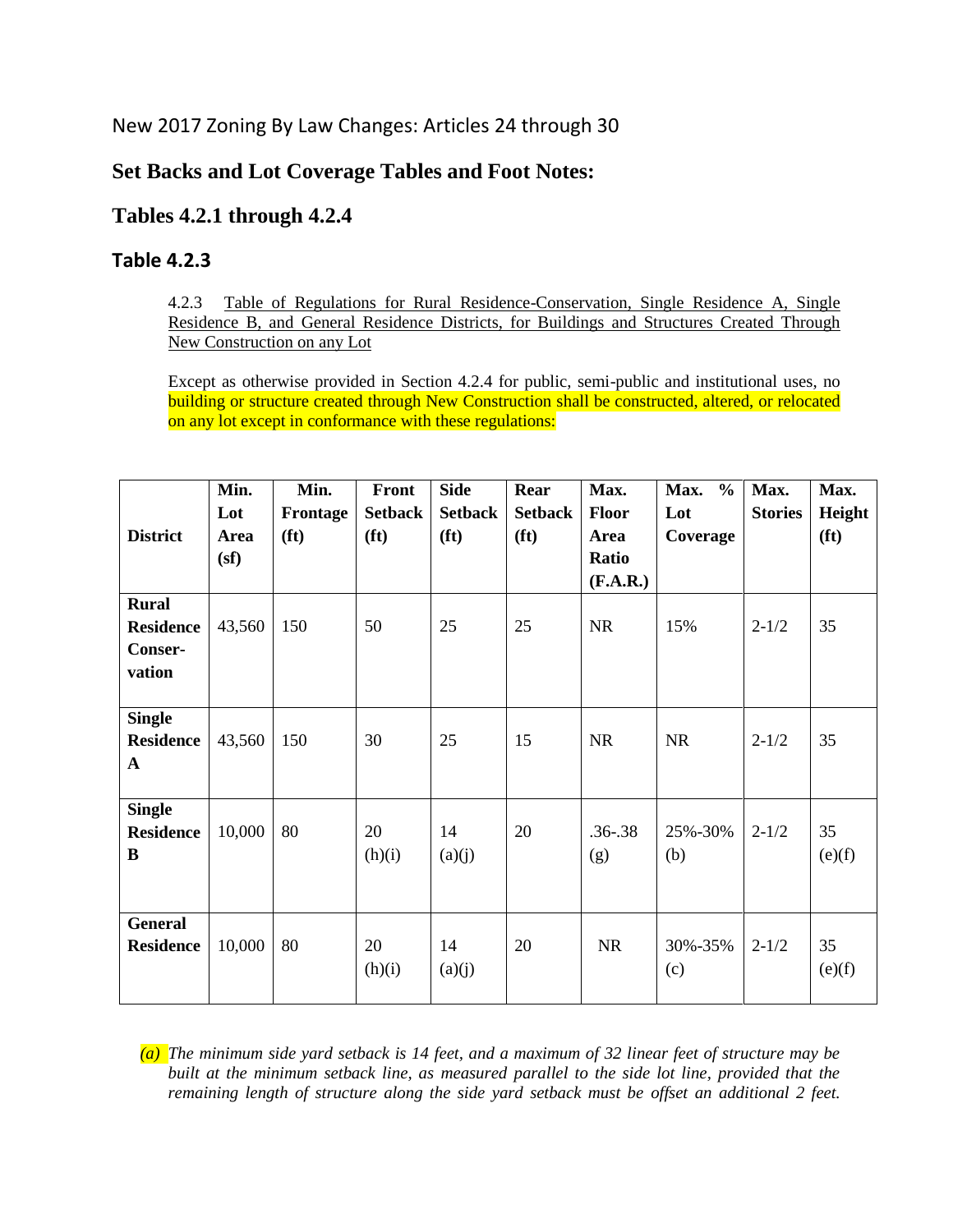New 2017 Zoning By Law Changes: Articles 24 through 30

## Set Backs and Lot Coverage Tables and Foot Notes:

## Tables 4.2.1 through 4.2.4

### Table 4.2.3

4.2.3 Table of Regulations for Rural Residence-Conservation, Single Residence A, Single Residence B, and General Residence Districts, for Buildings and Structures Created Through New Construction on any Lot

Except as otherwise provided in Section 4.2.4 for public, semi-public and institutional uses, no building or structure created through New Construction shall be constructed, altered, or relocated on any lot except in conformance with these regulations:

| District | Min. Lot Area (sf) | Min. Frontage (ft) | Front Setback (ft) | Side Setback (ft) | Rear Setback (ft) | Max. Floor Area Ratio (F.A.R.) | Max. % Lot Coverage | Max. Stories | Max. Height (ft) |
|---|---|---|---|---|---|---|---|---|---|
| Rural Residence Conser-vation | 43,560 | 150 | 50 | 25 | 25 | NR | 15% | 2-1/2 | 35 |
| Single Residence A | 43,560 | 150 | 30 | 25 | 15 | NR | NR | 2-1/2 | 35 |
| Single Residence B | 10,000 | 80 | 20 (h)(i) | 14 (a)(j) | 20 | .36-.38 (g) | 25%-30% (b) | 2-1/2 | 35 (e)(f) |
| General Residence | 10,000 | 80 | 20 (h)(i) | 14 (a)(j) | 20 | NR | 30%-35% (c) | 2-1/2 | 35 (e)(f) |

*(a) The minimum side yard setback is 14 feet, and a maximum of 32 linear feet of structure may be built at the minimum setback line, as measured parallel to the side lot line, provided that the remaining length of structure along the side yard setback must be offset an additional 2 feet.*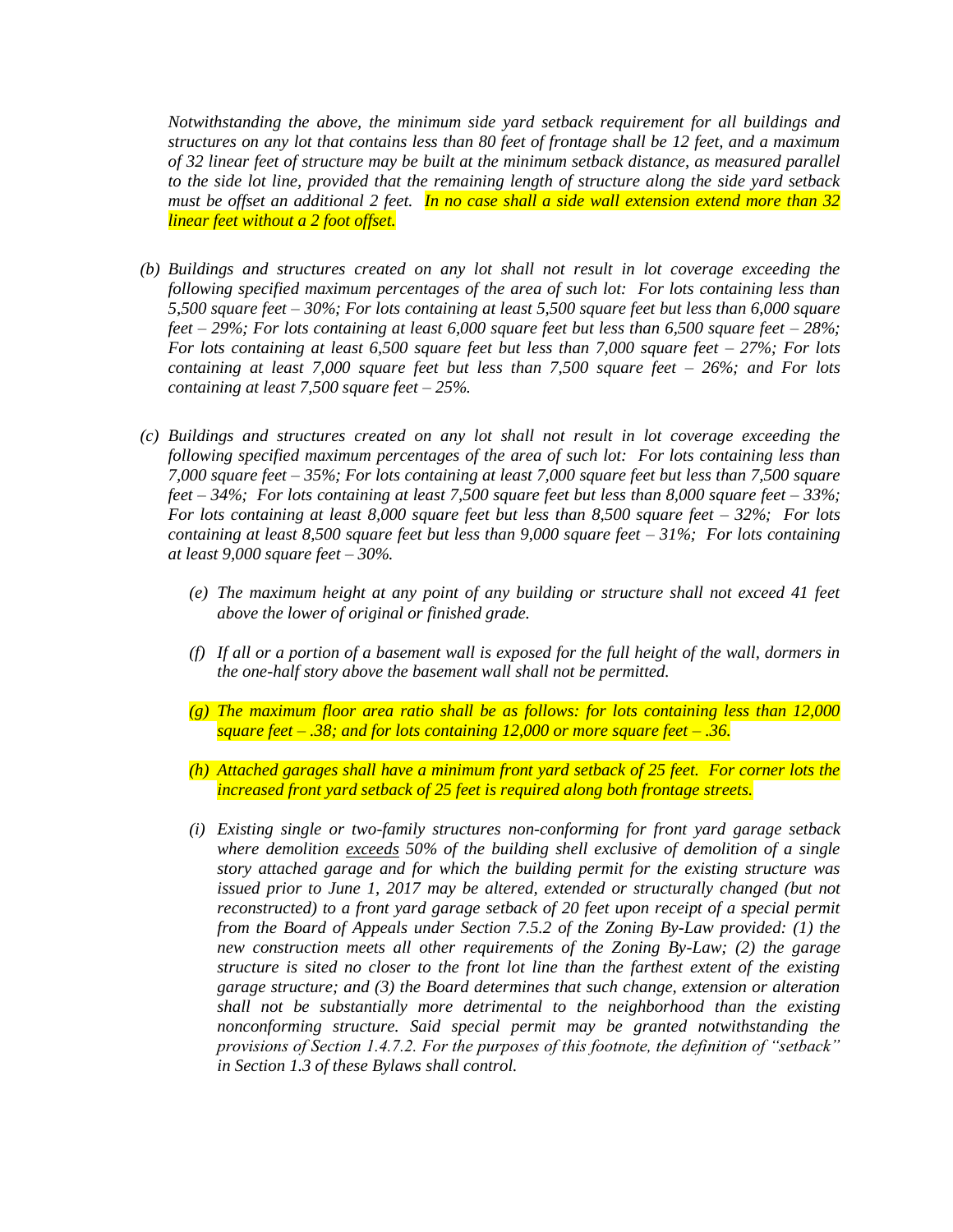*Notwithstanding the above, the minimum side yard setback requirement for all buildings and structures on any lot that contains less than 80 feet of frontage shall be 12 feet, and a maximum of 32 linear feet of structure may be built at the minimum setback distance, as measured parallel to the side lot line, provided that the remaining length of structure along the side yard setback must be offset an additional 2 feet. In no case shall a side wall extension extend more than 32 linear feet without a 2 foot offset.*

(b) *Buildings and structures created on any lot shall not result in lot coverage exceeding the following specified maximum percentages of the area of such lot: For lots containing less than 5,500 square feet – 30%; For lots containing at least 5,500 square feet but less than 6,000 square feet – 29%; For lots containing at least 6,000 square feet but less than 6,500 square feet – 28%; For lots containing at least 6,500 square feet but less than 7,000 square feet – 27%; For lots containing at least 7,000 square feet but less than 7,500 square feet – 26%; and For lots containing at least 7,500 square feet – 25%.*

(c) *Buildings and structures created on any lot shall not result in lot coverage exceeding the following specified maximum percentages of the area of such lot: For lots containing less than 7,000 square feet – 35%; For lots containing at least 7,000 square feet but less than 7,500 square feet – 34%; For lots containing at least 7,500 square feet but less than 8,000 square feet – 33%; For lots containing at least 8,000 square feet but less than 8,500 square feet – 32%; For lots containing at least 8,500 square feet but less than 9,000 square feet – 31%; For lots containing at least 9,000 square feet – 30%.*

(e) *The maximum height at any point of any building or structure shall not exceed 41 feet above the lower of original or finished grade.*

(f) *If all or a portion of a basement wall is exposed for the full height of the wall, dormers in the one-half story above the basement wall shall not be permitted.*

(g) *The maximum floor area ratio shall be as follows: for lots containing less than 12,000 square feet – .38; and for lots containing 12,000 or more square feet – .36.*

(h) *Attached garages shall have a minimum front yard setback of 25 feet. For corner lots the increased front yard setback of 25 feet is required along both frontage streets.*

(i) *Existing single or two-family structures non-conforming for front yard garage setback where demolition exceeds 50% of the building shell exclusive of demolition of a single story attached garage and for which the building permit for the existing structure was issued prior to June 1, 2017 may be altered, extended or structurally changed (but not reconstructed) to a front yard garage setback of 20 feet upon receipt of a special permit from the Board of Appeals under Section 7.5.2 of the Zoning By-Law provided: (1) the new construction meets all other requirements of the Zoning By-Law; (2) the garage structure is sited no closer to the front lot line than the farthest extent of the existing garage structure; and (3) the Board determines that such change, extension or alteration shall not be substantially more detrimental to the neighborhood than the existing nonconforming structure. Said special permit may be granted notwithstanding the provisions of Section 1.4.7.2. For the purposes of this footnote, the definition of "setback" in Section 1.3 of these Bylaws shall control.*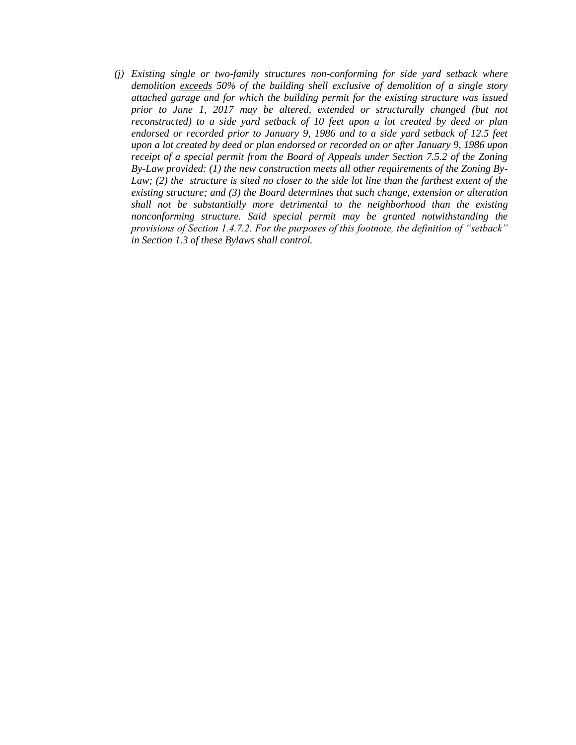*(j) Existing single or two-family structures non-conforming for side yard setback where demolition <u>exceeds</u> 50% of the building shell exclusive of demolition of a single story attached garage and for which the building permit for the existing structure was issued prior to June 1, 2017 may be altered, extended or structurally changed (but not reconstructed) to a side yard setback of 10 feet upon a lot created by deed or plan endorsed or recorded prior to January 9, 1986 and to a side yard setback of 12.5 feet upon a lot created by deed or plan endorsed or recorded on or after January 9, 1986 upon receipt of a special permit from the Board of Appeals under Section 7.5.2 of the Zoning By-Law provided: (1) the new construction meets all other requirements of the Zoning By-Law; (2) the structure is sited no closer to the side lot line than the farthest extent of the existing structure; and (3) the Board determines that such change, extension or alteration shall not be substantially more detrimental to the neighborhood than the existing nonconforming structure. Said special permit may be granted notwithstanding the provisions of Section 1.4.7.2. For the purposes of this footnote, the definition of "setback" in Section 1.3 of these Bylaws shall control.*